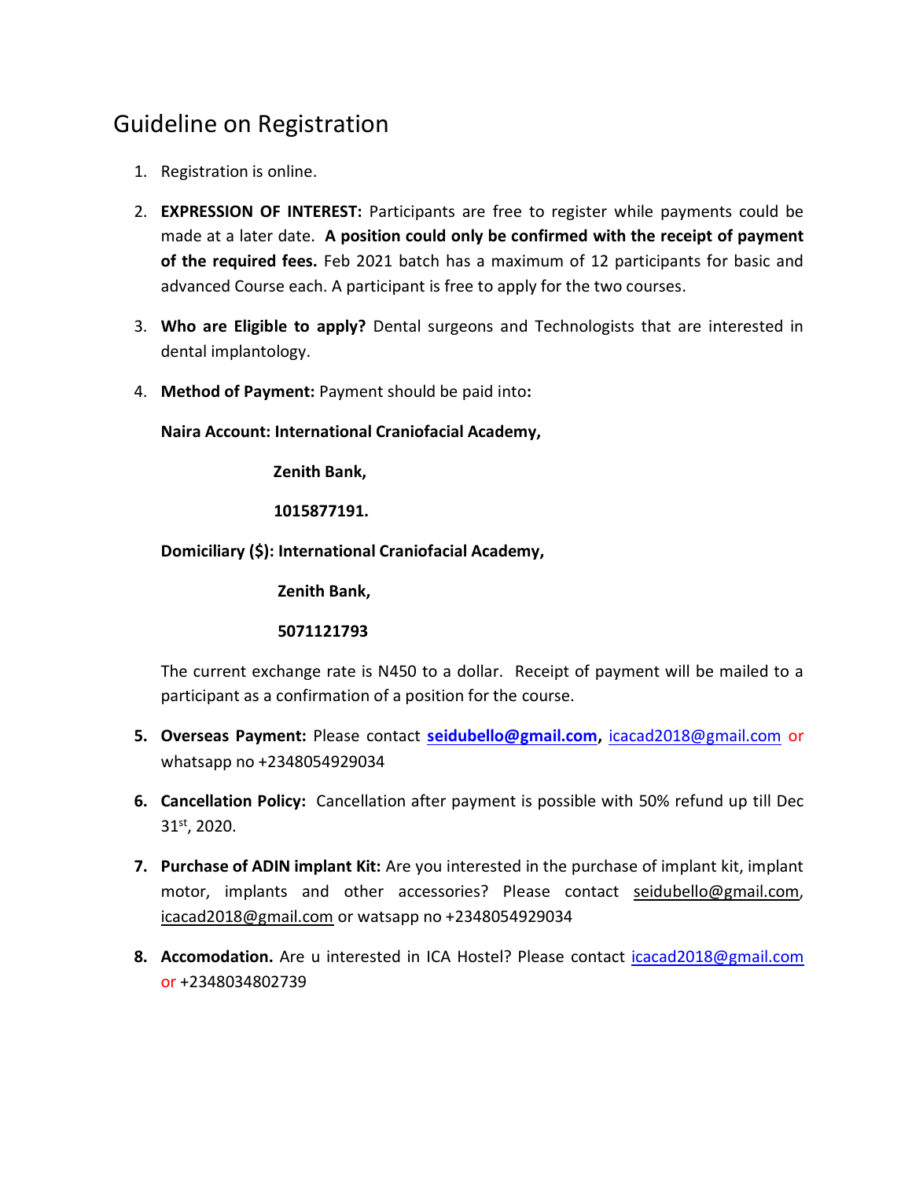# Guideline on Registration

1. Registration is online.
2. **EXPRESSION OF INTEREST:** Participants are free to register while payments could be made at a later date. **A position could only be confirmed with the receipt of payment of the required fees.** Feb 2021 batch has a maximum of 12 participants for basic and advanced Course each. A participant is free to apply for the two courses.
3. **Who are Eligible to apply?** Dental surgeons and Technologists that are interested in dental implantology.
4. **Method of Payment:** Payment should be paid into**:**

   **Naira Account: International Craniofacial Academy,**

   **Zenith Bank,**

   **1015877191.**

   **Domiciliary ($): International Craniofacial Academy,**

   **Zenith Bank,**

   **5071121793**

   The current exchange rate is N450 to a dollar. Receipt of payment will be mailed to a participant as a confirmation of a position for the course.

5. **Overseas Payment:** Please contact **seidubello@gmail.com,** icacad2018@gmail.com or whatsapp no +2348054929034
6. **Cancellation Policy:** Cancellation after payment is possible with 50% refund up till Dec 31st, 2020.
7. **Purchase of ADIN implant Kit:** Are you interested in the purchase of implant kit, implant motor, implants and other accessories? Please contact seidubello@gmail.com, icacad2018@gmail.com or watsapp no +2348054929034
8. **Accomodation.** Are u interested in ICA Hostel? Please contact icacad2018@gmail.com or +2348034802739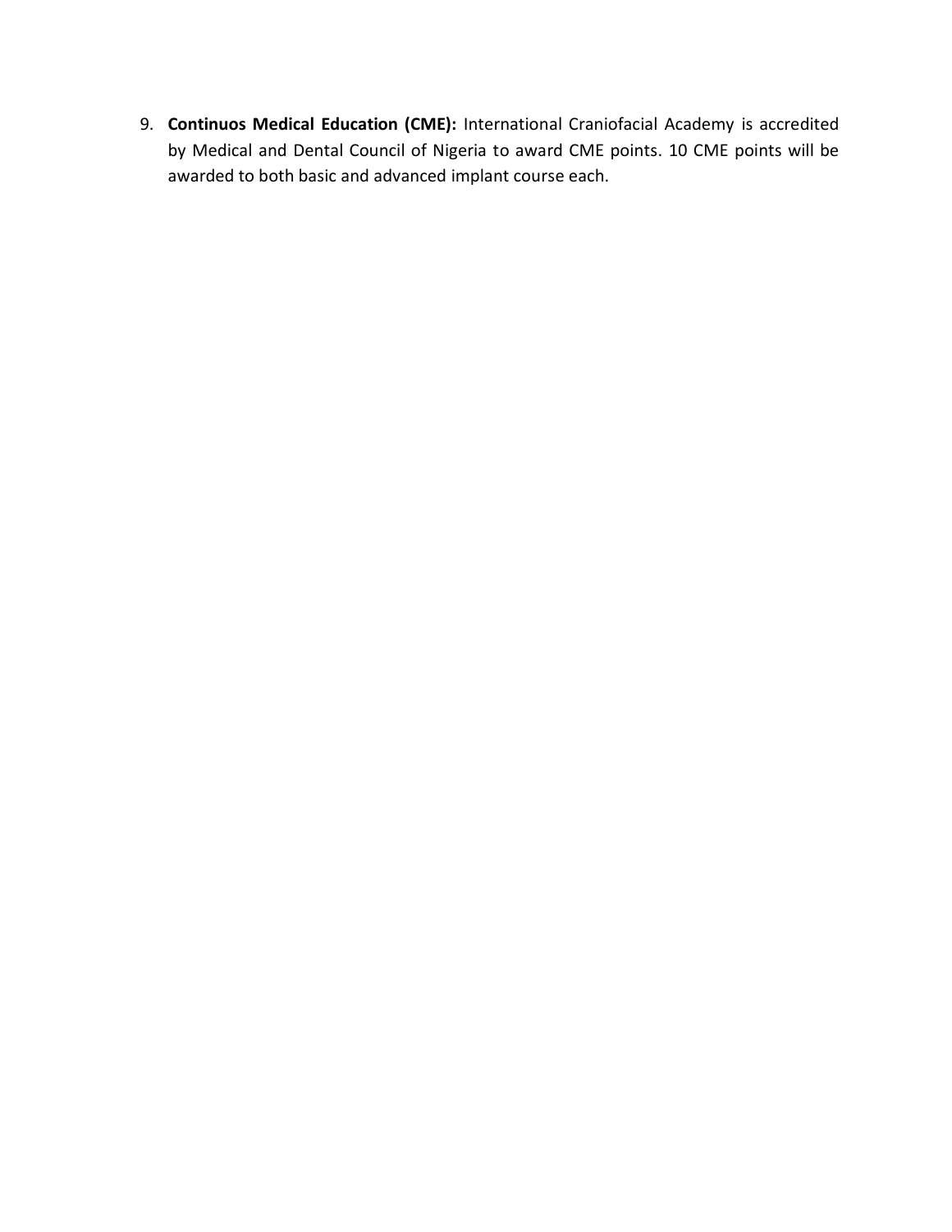9. **Continuos Medical Education (CME):** International Craniofacial Academy is accredited by Medical and Dental Council of Nigeria to award CME points. 10 CME points will be awarded to both basic and advanced implant course each.